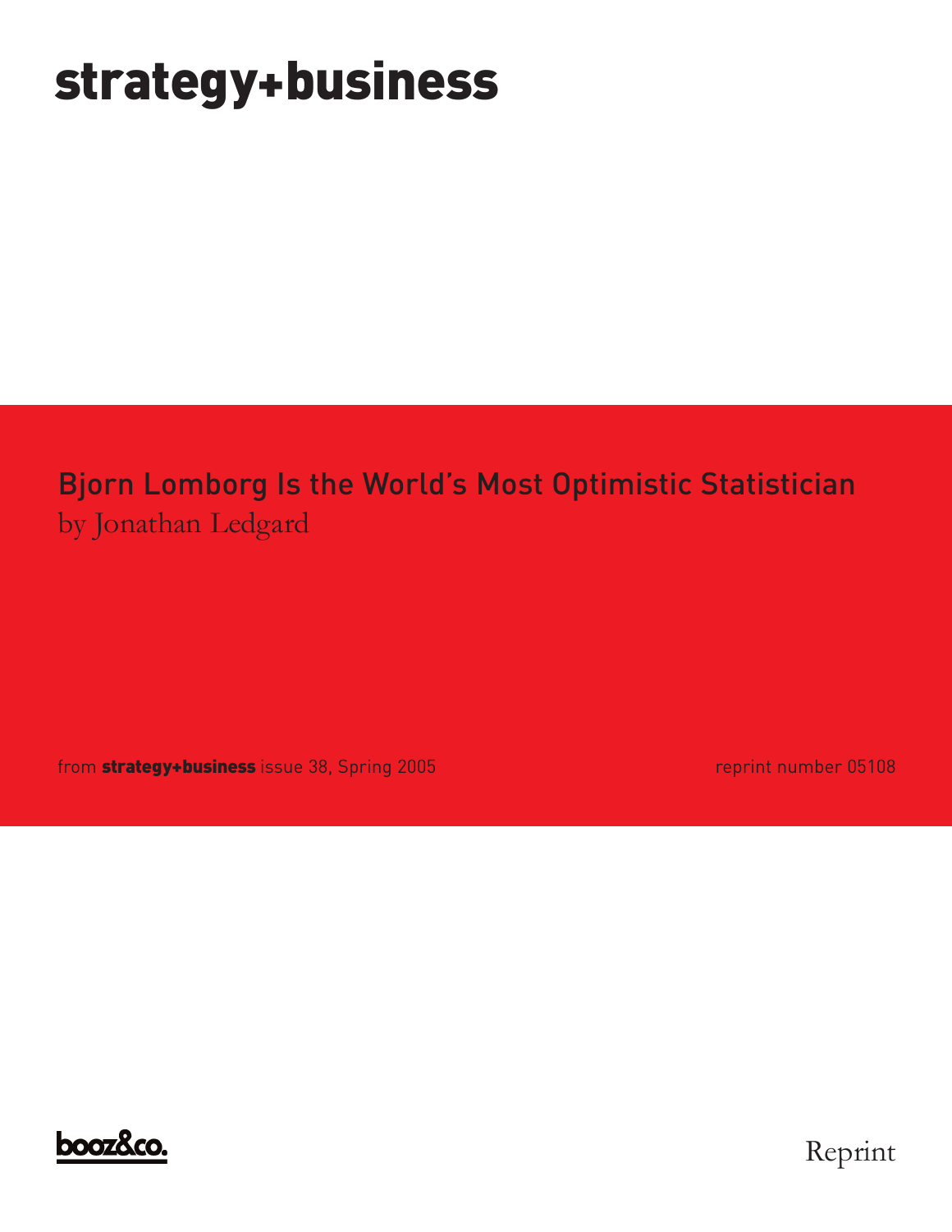# strategy+business

## Bjorn Lomborg Is the World's Most Optimistic Statistician

by Jonathan Ledgard

from **strategy+business** issue 38, Spring 2005

reprint number 05108

booz&co.

Reprint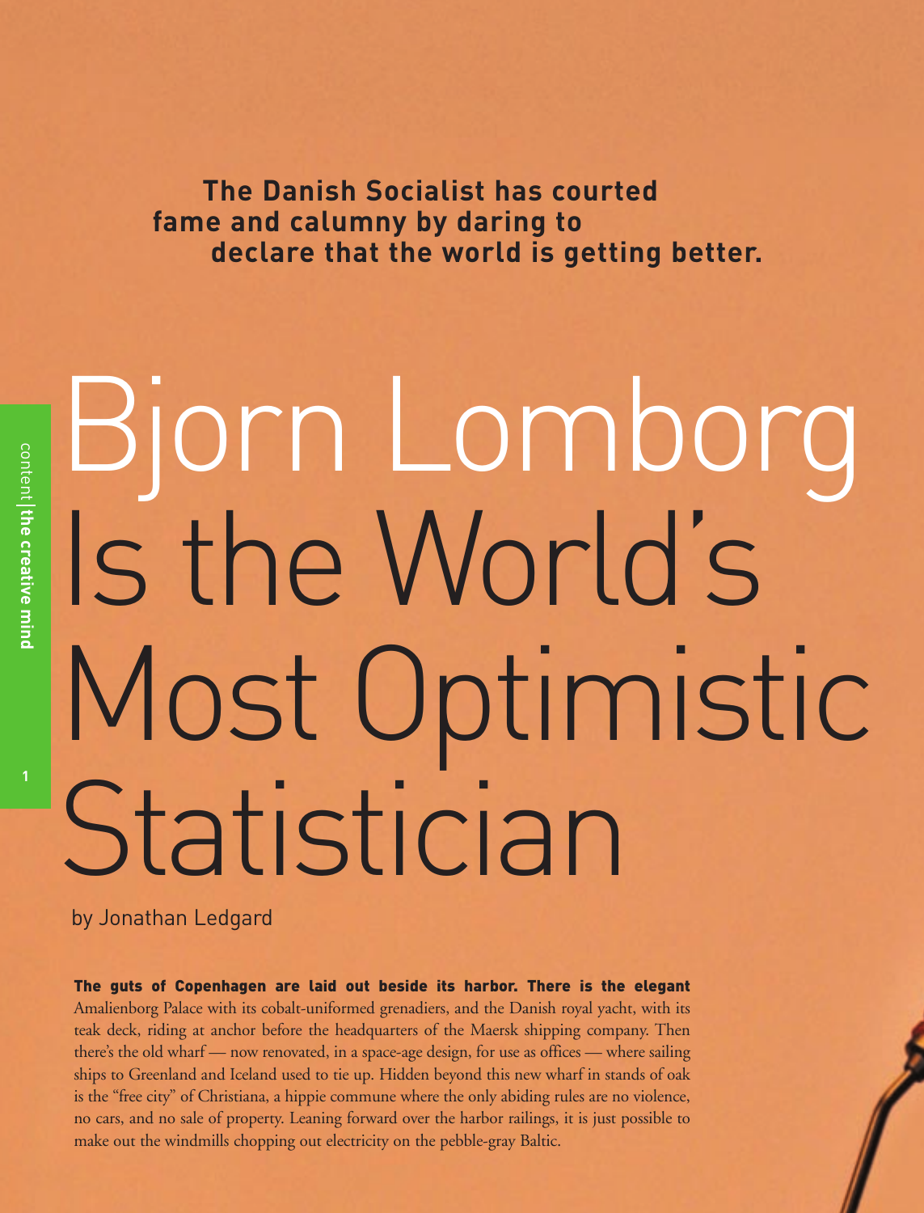**The Danish Socialist has courted fame and calumny by daring to declare that the world is getting better.**

# Bjorn Lomborg Is the World's Most Optimistic Statistician

by Jonathan Ledgard

**The guts of Copenhagen are laid out beside its harbor. There is the elegant** Amalienborg Palace with its cobalt-uniformed grenadiers, and the Danish royal yacht, with its teak deck, riding at anchor before the headquarters of the Maersk shipping company. Then there's the old wharf — now renovated, in a space-age design, for use as offices — where sailing ships to Greenland and Iceland used to tie up. Hidden beyond this new wharf in stands of oak is the "free city" of Christiana, a hippie commune where the only abiding rules are no violence, no cars, and no sale of property. Leaning forward over the harbor railings, it is just possible to make out the windmills chopping out electricity on the pebble-gray Baltic.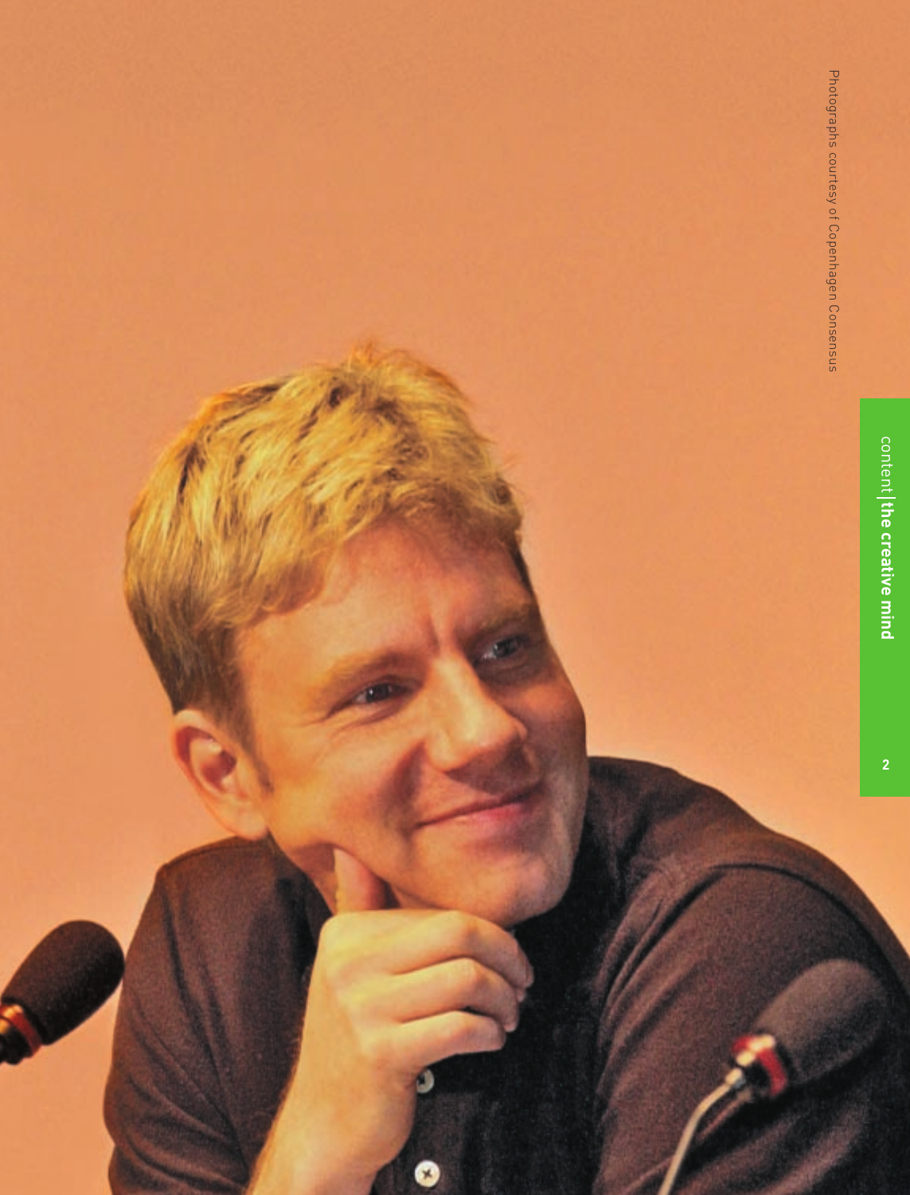Photographs courtesy of Copenhagen Consensus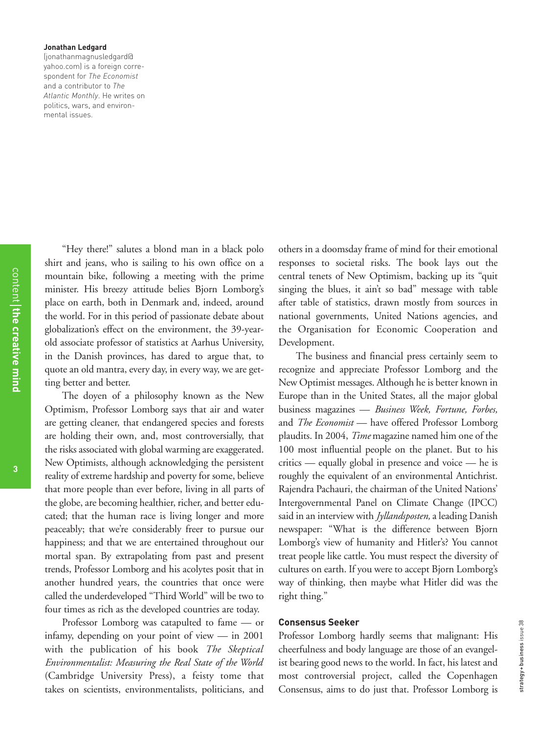**Jonathan Ledgard** (jonathanmagnusledgard@yahoo.com) is a foreign correspondent for *The Economist* and a contributor to *The Atlantic Monthly*. He writes on politics, wars, and environmental issues.

"Hey there!" salutes a blond man in a black polo shirt and jeans, who is sailing to his own office on a mountain bike, following a meeting with the prime minister. His breezy attitude belies Bjorn Lomborg's place on earth, both in Denmark and, indeed, around the world. For in this period of passionate debate about globalization's effect on the environment, the 39-year-old associate professor of statistics at Aarhus University, in the Danish provinces, has dared to argue that, to quote an old mantra, every day, in every way, we are getting better and better.

The doyen of a philosophy known as the New Optimism, Professor Lomborg says that air and water are getting cleaner, that endangered species and forests are holding their own, and, most controversially, that the risks associated with global warming are exaggerated. New Optimists, although acknowledging the persistent reality of extreme hardship and poverty for some, believe that more people than ever before, living in all parts of the globe, are becoming healthier, richer, and better educated; that the human race is living longer and more peaceably; that we're considerably freer to pursue our happiness; and that we are entertained throughout our mortal span. By extrapolating from past and present trends, Professor Lomborg and his acolytes posit that in another hundred years, the countries that once were called the underdeveloped "Third World" will be two to four times as rich as the developed countries are today.

Professor Lomborg was catapulted to fame — or infamy, depending on your point of view — in 2001 with the publication of his book *The Skeptical Environmentalist: Measuring the Real State of the World* (Cambridge University Press), a feisty tome that takes on scientists, environmentalists, politicians, and others in a doomsday frame of mind for their emotional responses to societal risks. The book lays out the central tenets of New Optimism, backing up its "quit singing the blues, it ain't so bad" message with table after table of statistics, drawn mostly from sources in national governments, United Nations agencies, and the Organisation for Economic Cooperation and Development.

The business and financial press certainly seem to recognize and appreciate Professor Lomborg and the New Optimist messages. Although he is better known in Europe than in the United States, all the major global business magazines — *Business Week, Fortune, Forbes,* and *The Economist* — have offered Professor Lomborg plaudits. In 2004, *Time* magazine named him one of the 100 most influential people on the planet. But to his critics — equally global in presence and voice — he is roughly the equivalent of an environmental Antichrist. Rajendra Pachauri, the chairman of the United Nations' Intergovernmental Panel on Climate Change (IPCC) said in an interview with *Jyllandsposten,* a leading Danish newspaper: "What is the difference between Bjorn Lomborg's view of humanity and Hitler's? You cannot treat people like cattle. You must respect the diversity of cultures on earth. If you were to accept Bjorn Lomborg's way of thinking, then maybe what Hitler did was the right thing."

## Consensus Seeker

Professor Lomborg hardly seems that malignant: His cheerfulness and body language are those of an evangelist bearing good news to the world. In fact, his latest and most controversial project, called the Copenhagen Consensus, aims to do just that. Professor Lomborg is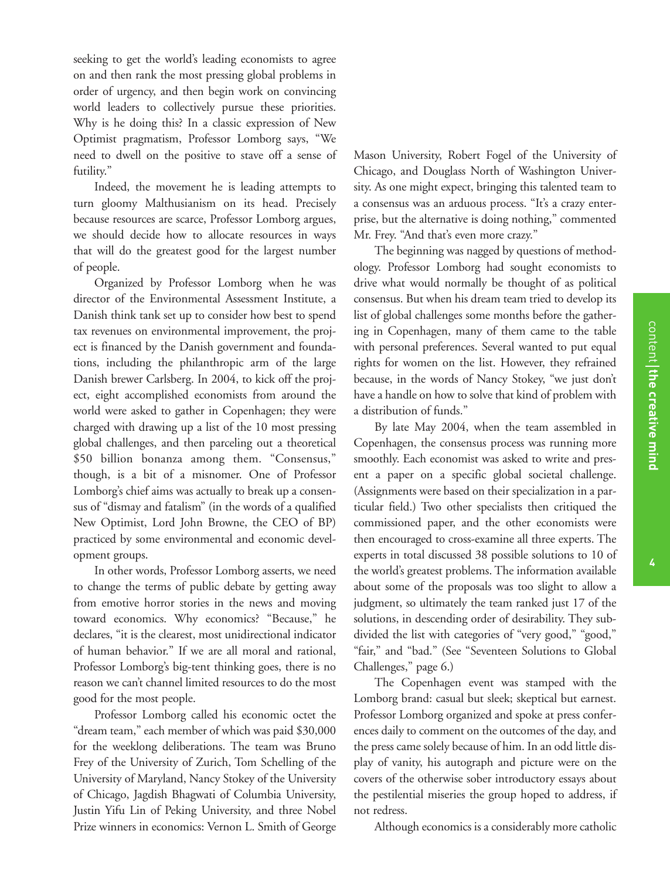seeking to get the world's leading economists to agree on and then rank the most pressing global problems in order of urgency, and then begin work on convincing world leaders to collectively pursue these priorities. Why is he doing this? In a classic expression of New Optimist pragmatism, Professor Lomborg says, "We need to dwell on the positive to stave off a sense of futility."

Indeed, the movement he is leading attempts to turn gloomy Malthusianism on its head. Precisely because resources are scarce, Professor Lomborg argues, we should decide how to allocate resources in ways that will do the greatest good for the largest number of people.

Organized by Professor Lomborg when he was director of the Environmental Assessment Institute, a Danish think tank set up to consider how best to spend tax revenues on environmental improvement, the project is financed by the Danish government and foundations, including the philanthropic arm of the large Danish brewer Carlsberg. In 2004, to kick off the project, eight accomplished economists from around the world were asked to gather in Copenhagen; they were charged with drawing up a list of the 10 most pressing global challenges, and then parceling out a theoretical \$50 billion bonanza among them. "Consensus," though, is a bit of a misnomer. One of Professor Lomborg's chief aims was actually to break up a consensus of "dismay and fatalism" (in the words of a qualified New Optimist, Lord John Browne, the CEO of BP) practiced by some environmental and economic development groups.

In other words, Professor Lomborg asserts, we need to change the terms of public debate by getting away from emotive horror stories in the news and moving toward economics. Why economics? "Because," he declares, "it is the clearest, most unidirectional indicator of human behavior." If we are all moral and rational, Professor Lomborg's big-tent thinking goes, there is no reason we can't channel limited resources to do the most good for the most people.

Professor Lomborg called his economic octet the "dream team," each member of which was paid \$30,000 for the weeklong deliberations. The team was Bruno Frey of the University of Zurich, Tom Schelling of the University of Maryland, Nancy Stokey of the University of Chicago, Jagdish Bhagwati of Columbia University, Justin Yifu Lin of Peking University, and three Nobel Prize winners in economics: Vernon L. Smith of George Mason University, Robert Fogel of the University of Chicago, and Douglass North of Washington University. As one might expect, bringing this talented team to a consensus was an arduous process. "It's a crazy enterprise, but the alternative is doing nothing," commented Mr. Frey. "And that's even more crazy."

The beginning was nagged by questions of methodology. Professor Lomborg had sought economists to drive what would normally be thought of as political consensus. But when his dream team tried to develop its list of global challenges some months before the gathering in Copenhagen, many of them came to the table with personal preferences. Several wanted to put equal rights for women on the list. However, they refrained because, in the words of Nancy Stokey, "we just don't have a handle on how to solve that kind of problem with a distribution of funds."

By late May 2004, when the team assembled in Copenhagen, the consensus process was running more smoothly. Each economist was asked to write and present a paper on a specific global societal challenge. (Assignments were based on their specialization in a particular field.) Two other specialists then critiqued the commissioned paper, and the other economists were then encouraged to cross-examine all three experts. The experts in total discussed 38 possible solutions to 10 of the world's greatest problems. The information available about some of the proposals was too slight to allow a judgment, so ultimately the team ranked just 17 of the solutions, in descending order of desirability. They subdivided the list with categories of "very good," "good," "fair," and "bad." (See "Seventeen Solutions to Global Challenges," page 6.)

The Copenhagen event was stamped with the Lomborg brand: casual but sleek; skeptical but earnest. Professor Lomborg organized and spoke at press conferences daily to comment on the outcomes of the day, and the press came solely because of him. In an odd little display of vanity, his autograph and picture were on the covers of the otherwise sober introductory essays about the pestilential miseries the group hoped to address, if not redress.

Although economics is a considerably more catholic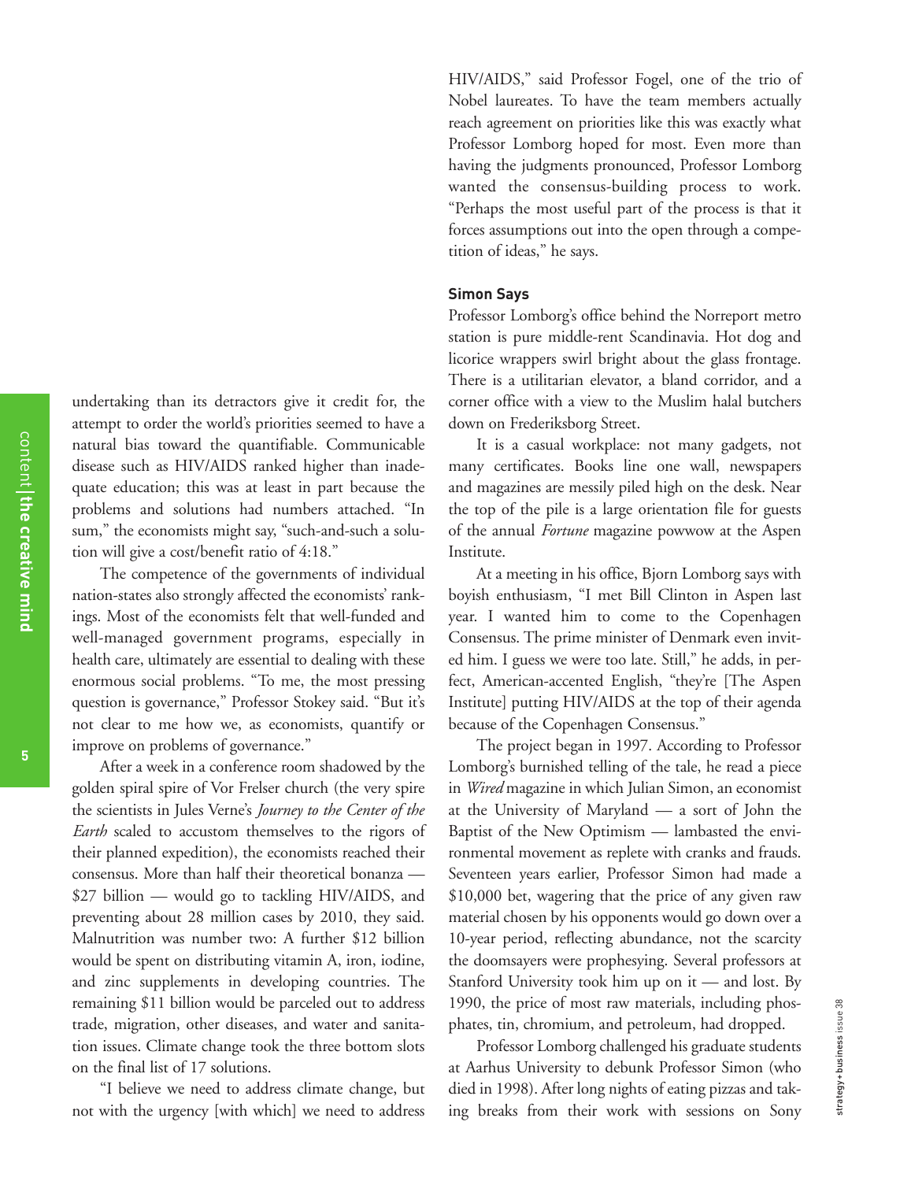undertaking than its detractors give it credit for, the attempt to order the world's priorities seemed to have a natural bias toward the quantifiable. Communicable disease such as HIV/AIDS ranked higher than inadequate education; this was at least in part because the problems and solutions had numbers attached. "In sum," the economists might say, "such-and-such a solution will give a cost/benefit ratio of 4:18."

The competence of the governments of individual nation-states also strongly affected the economists' rankings. Most of the economists felt that well-funded and well-managed government programs, especially in health care, ultimately are essential to dealing with these enormous social problems. "To me, the most pressing question is governance," Professor Stokey said. "But it's not clear to me how we, as economists, quantify or improve on problems of governance."

After a week in a conference room shadowed by the golden spiral spire of Vor Frelser church (the very spire the scientists in Jules Verne's *Journey to the Center of the Earth* scaled to accustom themselves to the rigors of their planned expedition), the economists reached their consensus. More than half their theoretical bonanza — $27 billion — would go to tackling HIV/AIDS, and preventing about 28 million cases by 2010, they said. Malnutrition was number two: A further $12 billion would be spent on distributing vitamin A, iron, iodine, and zinc supplements in developing countries. The remaining $11 billion would be parceled out to address trade, migration, other diseases, and water and sanitation issues. Climate change took the three bottom slots on the final list of 17 solutions.

"I believe we need to address climate change, but not with the urgency [with which] we need to address HIV/AIDS," said Professor Fogel, one of the trio of Nobel laureates. To have the team members actually reach agreement on priorities like this was exactly what Professor Lomborg hoped for most. Even more than having the judgments pronounced, Professor Lomborg wanted the consensus-building process to work. "Perhaps the most useful part of the process is that it forces assumptions out into the open through a competition of ideas," he says.

### Simon Says

Professor Lomborg's office behind the Norreport metro station is pure middle-rent Scandinavia. Hot dog and licorice wrappers swirl bright about the glass frontage. There is a utilitarian elevator, a bland corridor, and a corner office with a view to the Muslim halal butchers down on Frederiksborg Street.

It is a casual workplace: not many gadgets, not many certificates. Books line one wall, newspapers and magazines are messily piled high on the desk. Near the top of the pile is a large orientation file for guests of the annual *Fortune* magazine powwow at the Aspen Institute.

At a meeting in his office, Bjorn Lomborg says with boyish enthusiasm, "I met Bill Clinton in Aspen last year. I wanted him to come to the Copenhagen Consensus. The prime minister of Denmark even invited him. I guess we were too late. Still," he adds, in perfect, American-accented English, "they're [The Aspen Institute] putting HIV/AIDS at the top of their agenda because of the Copenhagen Consensus."

The project began in 1997. According to Professor Lomborg's burnished telling of the tale, he read a piece in *Wired* magazine in which Julian Simon, an economist at the University of Maryland — a sort of John the Baptist of the New Optimism — lambasted the environmental movement as replete with cranks and frauds. Seventeen years earlier, Professor Simon had made a $10,000 bet, wagering that the price of any given raw material chosen by his opponents would go down over a 10-year period, reflecting abundance, not the scarcity the doomsayers were prophesying. Several professors at Stanford University took him up on it — and lost. By 1990, the price of most raw materials, including phosphates, tin, chromium, and petroleum, had dropped.

Professor Lomborg challenged his graduate students at Aarhus University to debunk Professor Simon (who died in 1998). After long nights of eating pizzas and taking breaks from their work with sessions on Sony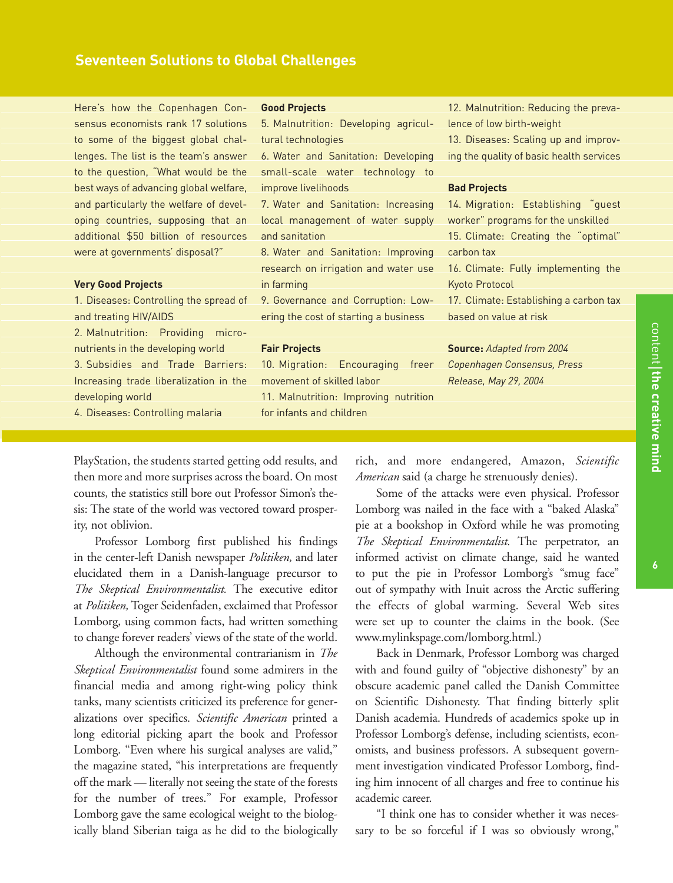## Seventeen Solutions to Global Challenges

Here's how the Copenhagen Consensus economists rank 17 solutions to some of the biggest global challenges. The list is the team's answer to the question, "What would be the best ways of advancing global welfare, and particularly the welfare of developing countries, supposing that an additional $50 billion of resources were at governments' disposal?"

**Very Good Projects**

1. Diseases: Controlling the spread of and treating HIV/AIDS
2. Malnutrition: Providing micronutrients in the developing world
3. Subsidies and Trade Barriers: Increasing trade liberalization in the developing world
4. Diseases: Controlling malaria

**Good Projects**

5. Malnutrition: Developing agricultural technologies
6. Water and Sanitation: Developing small-scale water technology to improve livelihoods
7. Water and Sanitation: Increasing local management of water supply and sanitation
8. Water and Sanitation: Improving research on irrigation and water use in farming
9. Governance and Corruption: Lowering the cost of starting a business

**Fair Projects**

10. Migration: Encouraging freer movement of skilled labor
11. Malnutrition: Improving nutrition for infants and children
12. Malnutrition: Reducing the prevalence of low birth-weight
13. Diseases: Scaling up and improving the quality of basic health services

**Bad Projects**

14. Migration: Establishing "guest worker" programs for the unskilled
15. Climate: Creating the "optimal" carbon tax
16. Climate: Fully implementing the Kyoto Protocol
17. Climate: Establishing a carbon tax based on value at risk

**Source:** *Adapted from 2004 Copenhagen Consensus, Press Release, May 29, 2004*

PlayStation, the students started getting odd results, and then more and more surprises across the board. On most counts, the statistics still bore out Professor Simon's thesis: The state of the world was vectored toward prosperity, not oblivion.

Professor Lomborg first published his findings in the center-left Danish newspaper *Politiken,* and later elucidated them in a Danish-language precursor to *The Skeptical Environmentalist.* The executive editor at *Politiken,* Toger Seidenfaden, exclaimed that Professor Lomborg, using common facts, had written something to change forever readers' views of the state of the world.

Although the environmental contrarianism in *The Skeptical Environmentalist* found some admirers in the financial media and among right-wing policy think tanks, many scientists criticized its preference for generalizations over specifics. *Scientific American* printed a long editorial picking apart the book and Professor Lomborg. "Even where his surgical analyses are valid," the magazine stated, "his interpretations are frequently off the mark — literally not seeing the state of the forests for the number of trees." For example, Professor Lomborg gave the same ecological weight to the biologically bland Siberian taiga as he did to the biologically rich, and more endangered, Amazon, *Scientific American* said (a charge he strenuously denies).

Some of the attacks were even physical. Professor Lomborg was nailed in the face with a "baked Alaska" pie at a bookshop in Oxford while he was promoting *The Skeptical Environmentalist.* The perpetrator, an informed activist on climate change, said he wanted to put the pie in Professor Lomborg's "smug face" out of sympathy with Inuit across the Arctic suffering the effects of global warming. Several Web sites were set up to counter the claims in the book. (See www.mylinkspage.com/lomborg.html.)

Back in Denmark, Professor Lomborg was charged with and found guilty of "objective dishonesty" by an obscure academic panel called the Danish Committee on Scientific Dishonesty. That finding bitterly split Danish academia. Hundreds of academics spoke up in Professor Lomborg's defense, including scientists, economists, and business professors. A subsequent government investigation vindicated Professor Lomborg, finding him innocent of all charges and free to continue his academic career.

"I think one has to consider whether it was necessary to be so forceful if I was so obviously wrong,"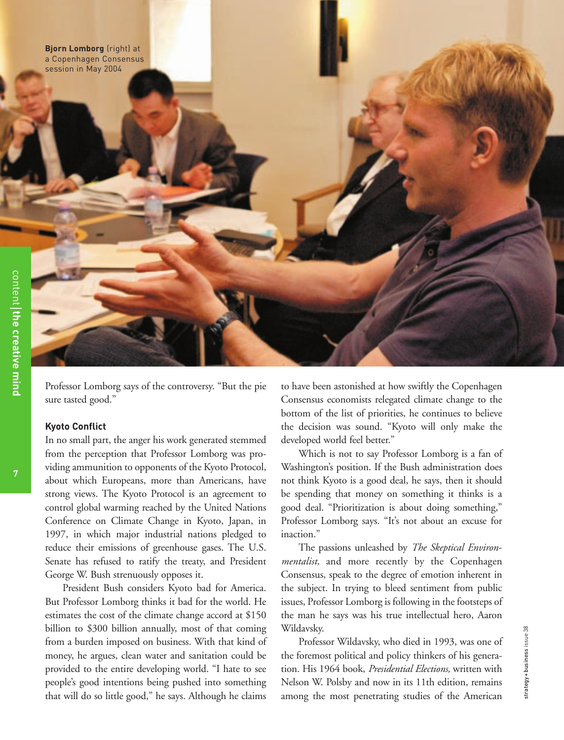**Bjorn Lomborg** (right) at a Copenhagen Consensus session in May 2004

Professor Lomborg says of the controversy. "But the pie sure tasted good."

### Kyoto Conflict

In no small part, the anger his work generated stemmed from the perception that Professor Lomborg was providing ammunition to opponents of the Kyoto Protocol, about which Europeans, more than Americans, have strong views. The Kyoto Protocol is an agreement to control global warming reached by the United Nations Conference on Climate Change in Kyoto, Japan, in 1997, in which major industrial nations pledged to reduce their emissions of greenhouse gases. The U.S. Senate has refused to ratify the treaty, and President George W. Bush strenuously opposes it.

President Bush considers Kyoto bad for America. But Professor Lomborg thinks it bad for the world. He estimates the cost of the climate change accord at $150 billion to $300 billion annually, most of that coming from a burden imposed on business. With that kind of money, he argues, clean water and sanitation could be provided to the entire developing world. "I hate to see people's good intentions being pushed into something that will do so little good," he says. Although he claims to have been astonished at how swiftly the Copenhagen Consensus economists relegated climate change to the bottom of the list of priorities, he continues to believe the decision was sound. "Kyoto will only make the developed world feel better."

Which is not to say Professor Lomborg is a fan of Washington's position. If the Bush administration does not think Kyoto is a good deal, he says, then it should be spending that money on something it thinks is a good deal. "Prioritization is about doing something," Professor Lomborg says. "It's not about an excuse for inaction."

The passions unleashed by *The Skeptical Environmentalist,* and more recently by the Copenhagen Consensus, speak to the degree of emotion inherent in the subject. In trying to bleed sentiment from public issues, Professor Lomborg is following in the footsteps of the man he says was his true intellectual hero, Aaron Wildavsky.

Professor Wildavsky, who died in 1993, was one of the foremost political and policy thinkers of his generation. His 1964 book, *Presidential Elections,* written with Nelson W. Polsby and now in its 11th edition, remains among the most penetrating studies of the American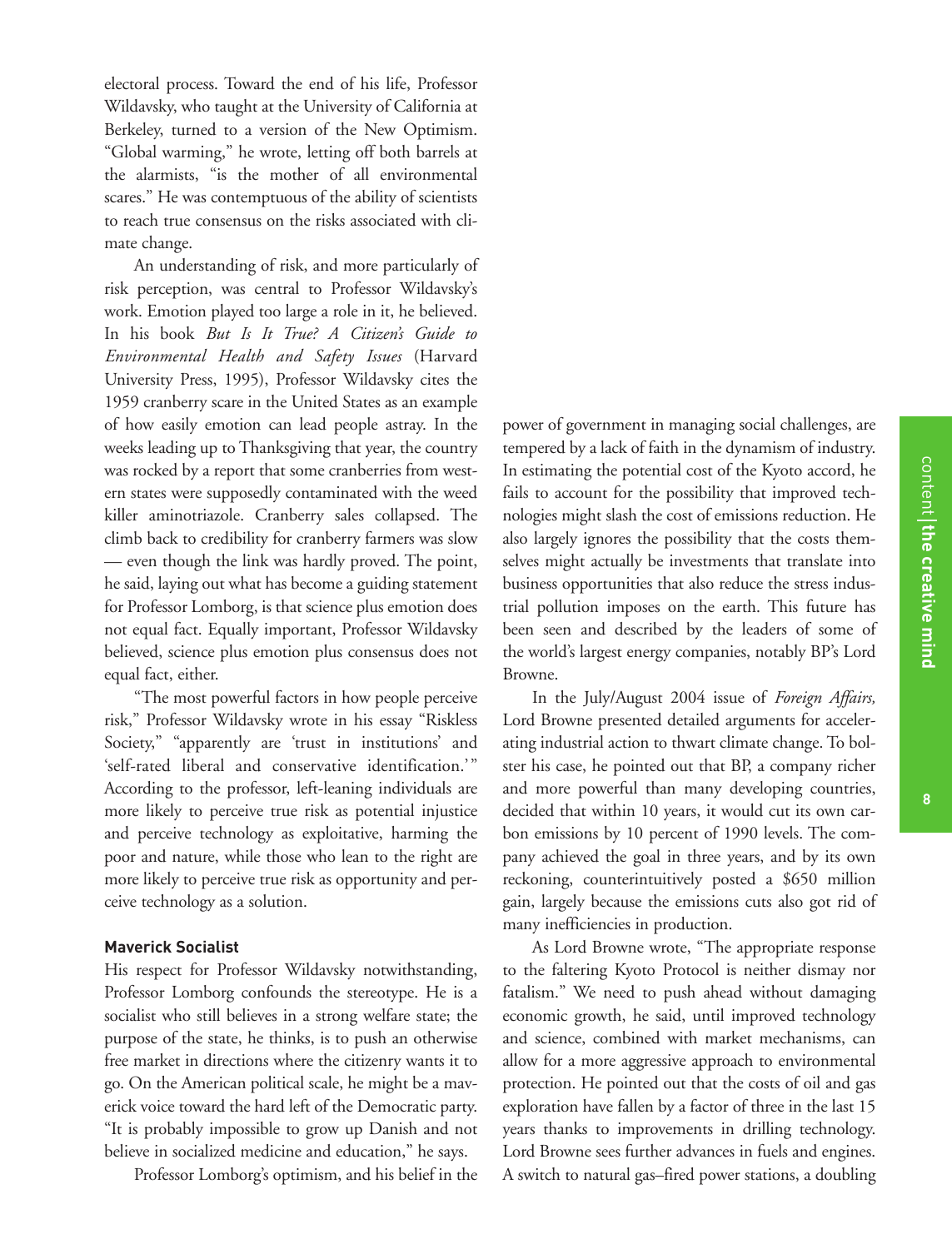electoral process. Toward the end of his life, Professor Wildavsky, who taught at the University of California at Berkeley, turned to a version of the New Optimism. "Global warming," he wrote, letting off both barrels at the alarmists, "is the mother of all environmental scares." He was contemptuous of the ability of scientists to reach true consensus on the risks associated with climate change.

An understanding of risk, and more particularly of risk perception, was central to Professor Wildavsky's work. Emotion played too large a role in it, he believed. In his book *But Is It True? A Citizen's Guide to Environmental Health and Safety Issues* (Harvard University Press, 1995), Professor Wildavsky cites the 1959 cranberry scare in the United States as an example of how easily emotion can lead people astray. In the weeks leading up to Thanksgiving that year, the country was rocked by a report that some cranberries from western states were supposedly contaminated with the weed killer aminotriazole. Cranberry sales collapsed. The climb back to credibility for cranberry farmers was slow — even though the link was hardly proved. The point, he said, laying out what has become a guiding statement for Professor Lomborg, is that science plus emotion does not equal fact. Equally important, Professor Wildavsky believed, science plus emotion plus consensus does not equal fact, either.

"The most powerful factors in how people perceive risk," Professor Wildavsky wrote in his essay "Riskless Society," "apparently are 'trust in institutions' and 'self-rated liberal and conservative identification.'" According to the professor, left-leaning individuals are more likely to perceive true risk as potential injustice and perceive technology as exploitative, harming the poor and nature, while those who lean to the right are more likely to perceive true risk as opportunity and perceive technology as a solution.

### Maverick Socialist

His respect for Professor Wildavsky notwithstanding, Professor Lomborg confounds the stereotype. He is a socialist who still believes in a strong welfare state; the purpose of the state, he thinks, is to push an otherwise free market in directions where the citizenry wants it to go. On the American political scale, he might be a maverick voice toward the hard left of the Democratic party. "It is probably impossible to grow up Danish and not believe in socialized medicine and education," he says.

Professor Lomborg's optimism, and his belief in the power of government in managing social challenges, are tempered by a lack of faith in the dynamism of industry. In estimating the potential cost of the Kyoto accord, he fails to account for the possibility that improved technologies might slash the cost of emissions reduction. He also largely ignores the possibility that the costs themselves might actually be investments that translate into business opportunities that also reduce the stress industrial pollution imposes on the earth. This future has been seen and described by the leaders of some of the world's largest energy companies, notably BP's Lord Browne.

In the July/August 2004 issue of *Foreign Affairs,* Lord Browne presented detailed arguments for accelerating industrial action to thwart climate change. To bolster his case, he pointed out that BP, a company richer and more powerful than many developing countries, decided that within 10 years, it would cut its own carbon emissions by 10 percent of 1990 levels. The company achieved the goal in three years, and by its own reckoning, counterintuitively posted a $650 million gain, largely because the emissions cuts also got rid of many inefficiencies in production.

As Lord Browne wrote, "The appropriate response to the faltering Kyoto Protocol is neither dismay nor fatalism." We need to push ahead without damaging economic growth, he said, until improved technology and science, combined with market mechanisms, can allow for a more aggressive approach to environmental protection. He pointed out that the costs of oil and gas exploration have fallen by a factor of three in the last 15 years thanks to improvements in drilling technology. Lord Browne sees further advances in fuels and engines. A switch to natural gas–fired power stations, a doubling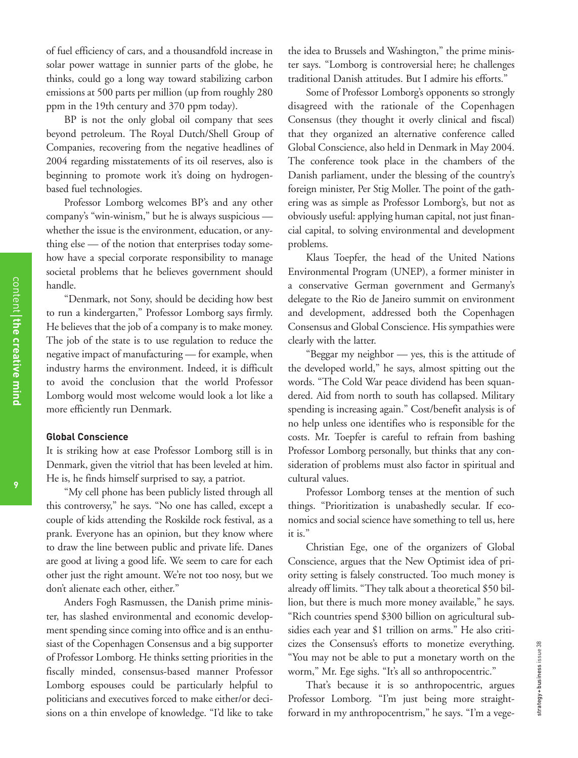of fuel efficiency of cars, and a thousandfold increase in solar power wattage in sunnier parts of the globe, he thinks, could go a long way toward stabilizing carbon emissions at 500 parts per million (up from roughly 280 ppm in the 19th century and 370 ppm today).

BP is not the only global oil company that sees beyond petroleum. The Royal Dutch/Shell Group of Companies, recovering from the negative headlines of 2004 regarding misstatements of its oil reserves, also is beginning to promote work it's doing on hydrogen-based fuel technologies.

Professor Lomborg welcomes BP's and any other company's "win-winism," but he is always suspicious — whether the issue is the environment, education, or anything else — of the notion that enterprises today somehow have a special corporate responsibility to manage societal problems that he believes government should handle.

"Denmark, not Sony, should be deciding how best to run a kindergarten," Professor Lomborg says firmly. He believes that the job of a company is to make money. The job of the state is to use regulation to reduce the negative impact of manufacturing — for example, when industry harms the environment. Indeed, it is difficult to avoid the conclusion that the world Professor Lomborg would most welcome would look a lot like a more efficiently run Denmark.

### Global Conscience

It is striking how at ease Professor Lomborg still is in Denmark, given the vitriol that has been leveled at him. He is, he finds himself surprised to say, a patriot.

"My cell phone has been publicly listed through all this controversy," he says. "No one has called, except a couple of kids attending the Roskilde rock festival, as a prank. Everyone has an opinion, but they know where to draw the line between public and private life. Danes are good at living a good life. We seem to care for each other just the right amount. We're not too nosy, but we don't alienate each other, either."

Anders Fogh Rasmussen, the Danish prime minister, has slashed environmental and economic development spending since coming into office and is an enthusiast of the Copenhagen Consensus and a big supporter of Professor Lomborg. He thinks setting priorities in the fiscally minded, consensus-based manner Professor Lomborg espouses could be particularly helpful to politicians and executives forced to make either/or decisions on a thin envelope of knowledge. "I'd like to take the idea to Brussels and Washington," the prime minister says. "Lomborg is controversial here; he challenges traditional Danish attitudes. But I admire his efforts."

Some of Professor Lomborg's opponents so strongly disagreed with the rationale of the Copenhagen Consensus (they thought it overly clinical and fiscal) that they organized an alternative conference called Global Conscience, also held in Denmark in May 2004. The conference took place in the chambers of the Danish parliament, under the blessing of the country's foreign minister, Per Stig Moller. The point of the gathering was as simple as Professor Lomborg's, but not as obviously useful: applying human capital, not just financial capital, to solving environmental and development problems.

Klaus Toepfer, the head of the United Nations Environmental Program (UNEP), a former minister in a conservative German government and Germany's delegate to the Rio de Janeiro summit on environment and development, addressed both the Copenhagen Consensus and Global Conscience. His sympathies were clearly with the latter.

"Beggar my neighbor — yes, this is the attitude of the developed world," he says, almost spitting out the words. "The Cold War peace dividend has been squandered. Aid from north to south has collapsed. Military spending is increasing again." Cost/benefit analysis is of no help unless one identifies who is responsible for the costs. Mr. Toepfer is careful to refrain from bashing Professor Lomborg personally, but thinks that any consideration of problems must also factor in spiritual and cultural values.

Professor Lomborg tenses at the mention of such things. "Prioritization is unabashedly secular. If economics and social science have something to tell us, here it is."

Christian Ege, one of the organizers of Global Conscience, argues that the New Optimist idea of priority setting is falsely constructed. Too much money is already off limits. "They talk about a theoretical $50 billion, but there is much more money available," he says. "Rich countries spend $300 billion on agricultural subsidies each year and $1 trillion on arms." He also criticizes the Consensus's efforts to monetize everything. "You may not be able to put a monetary worth on the worm," Mr. Ege sighs. "It's all so anthropocentric."

That's because it is so anthropocentric, argues Professor Lomborg. "I'm just being more straightforward in my anthropocentrism," he says. "I'm a vege-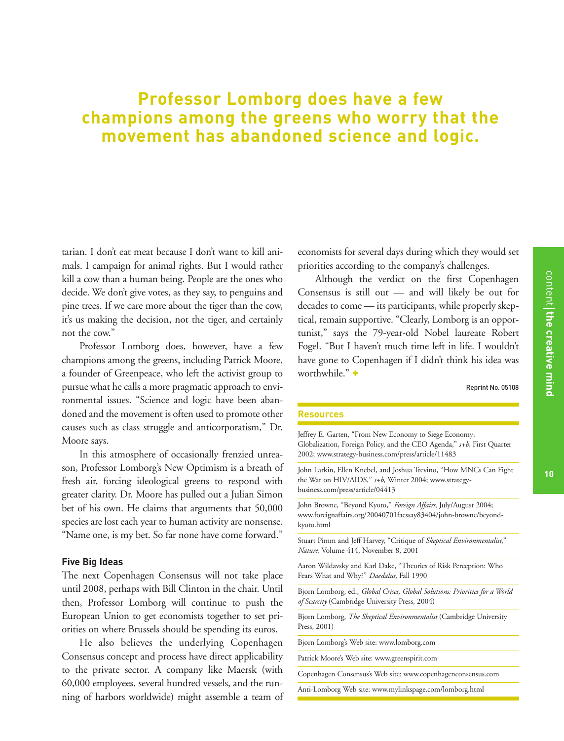**Professor Lomborg does have a few champions among the greens who worry that the movement has abandoned science and logic.**

tarian. I don't eat meat because I don't want to kill animals. I campaign for animal rights. But I would rather kill a cow than a human being. People are the ones who decide. We don't give votes, as they say, to penguins and pine trees. If we care more about the tiger than the cow, it's us making the decision, not the tiger, and certainly not the cow."

Professor Lomborg does, however, have a few champions among the greens, including Patrick Moore, a founder of Greenpeace, who left the activist group to pursue what he calls a more pragmatic approach to environmental issues. "Science and logic have been abandoned and the movement is often used to promote other causes such as class struggle and anticorporatism," Dr. Moore says.

In this atmosphere of occasionally frenzied unreason, Professor Lomborg's New Optimism is a breath of fresh air, forcing ideological greens to respond with greater clarity. Dr. Moore has pulled out a Julian Simon bet of his own. He claims that arguments that 50,000 species are lost each year to human activity are nonsense. "Name one, is my bet. So far none have come forward."

### Five Big Ideas

The next Copenhagen Consensus will not take place until 2008, perhaps with Bill Clinton in the chair. Until then, Professor Lomborg will continue to push the European Union to get economists together to set priorities on where Brussels should be spending its euros.

He also believes the underlying Copenhagen Consensus concept and process have direct applicability to the private sector. A company like Maersk (with 60,000 employees, several hundred vessels, and the running of harbors worldwide) might assemble a team of economists for several days during which they would set priorities according to the company's challenges.

Although the verdict on the first Copenhagen Consensus is still out — and will likely be out for decades to come — its participants, while properly skeptical, remain supportive. "Clearly, Lomborg is an opportunist," says the 79-year-old Nobel laureate Robert Fogel. "But I haven't much time left in life. I wouldn't have gone to Copenhagen if I didn't think his idea was worthwhile." +

Reprint No. 05108

### Resources

Jeffrey E. Garten, "From New Economy to Siege Economy: Globalization, Foreign Policy, and the CEO Agenda," *s+b,* First Quarter 2002; www.strategy-business.com/press/article/11483

John Larkin, Ellen Knebel, and Joshua Trevino, "How MNCs Can Fight the War on HIV/AIDS," *s+b,* Winter 2004; www.strategy-business.com/press/article/04413

John Browne, "Beyond Kyoto," *Foreign Affairs,* July/August 2004; www.foreignaffairs.org/20040701faessay83404/john-browne/beyond-kyoto.html

Stuart Pimm and Jeff Harvey, "Critique of *Skeptical Environmentalist*," *Nature,* Volume 414, November 8, 2001

Aaron Wildavsky and Karl Dake, "Theories of Risk Perception: Who Fears What and Why?" *Daedalus,* Fall 1990

Bjorn Lomborg, ed., *Global Crises, Global Solutions: Priorities for a World of Scarcity* (Cambridge University Press, 2004)

Bjorn Lomborg, *The Skeptical Environmentalist* (Cambridge University Press, 2001)

Bjorn Lomborg's Web site: www.lomborg.com

Patrick Moore's Web site: www.greenspirit.com

Copenhagen Consensus's Web site: www.copenhagenconsensus.com

Anti-Lomborg Web site: www.mylinkspage.com/lomborg.html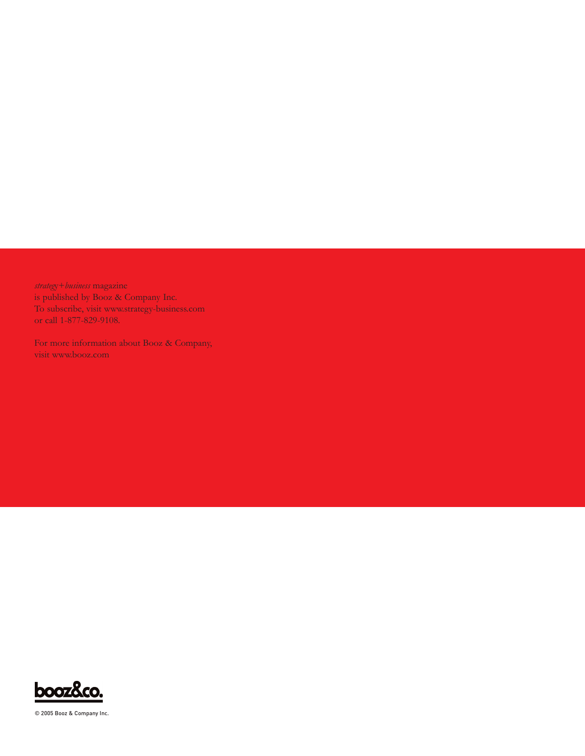*strategy+business* magazine
is published by Booz & Company Inc.
To subscribe, visit www.strategy-business.com
or call 1-877-829-9108.

For more information about Booz & Company,
visit www.booz.com

booz&co.

© 2005 Booz & Company Inc.